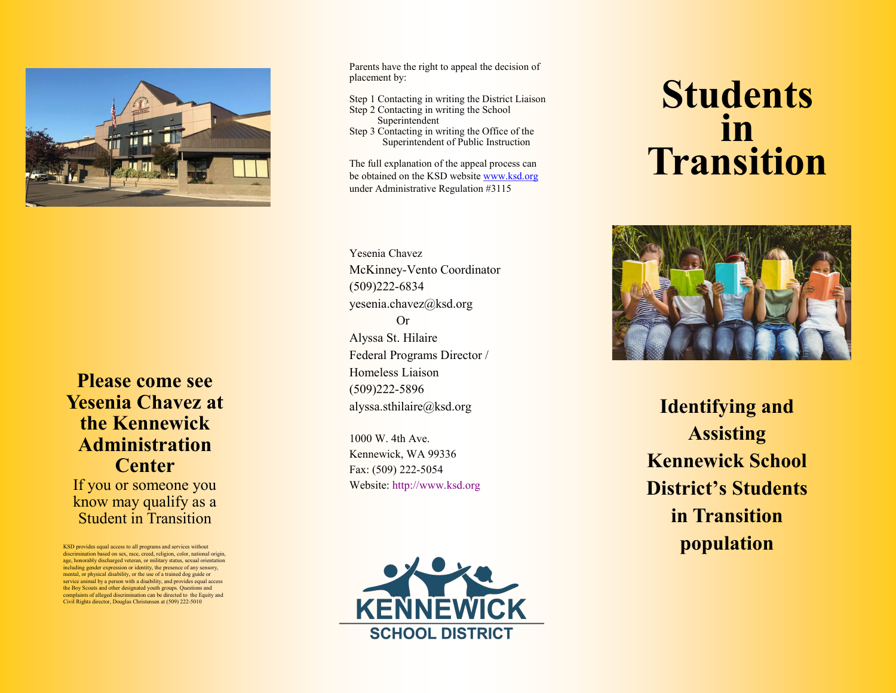**Please come see Yesenia Chavez at the Kennewick Administration Center**

If you or someone you know may qualify as a Student in Transition

KSD provides equal access to all programs and services without discrimination based on sex, race, creed, religion, color, national origin, age, honorably discharged veteran, or military status, sexual orientation including gender expression or identity, the presence of any sensory, mental, or physical disability, or the use of a trained dog guide or service animal by a person with a disability, and provides equal access the Boy Scouts and other designated youth groups. Questions and complaints of alleged discrimination can be directed to the Equity and Civil Rights director, Douglas Christensen at (509) 222-5010

Parents have the right to appeal the decision of placement by:

Step 1 Contacting in writing the District Liaison
Step 2 Contacting in writing the School Superintendent
Step 3 Contacting in writing the Office of the Superintendent of Public Instruction

The full explanation of the appeal process can be obtained on the KSD website www.ksd.org under Administrative Regulation #3115

Yesenia Chavez
McKinney-Vento Coordinator
(509)222-6834
yesenia.chavez@ksd.org

Or

Alyssa St. Hilaire
Federal Programs Director / Homeless Liaison
(509)222-5896
alyssa.sthilaire@ksd.org

1000 W. 4th Ave.
Kennewick, WA 99336
Fax: (509) 222-5054
Website: http://www.ksd.org

KENNEWICK SCHOOL DISTRICT

# Students in Transition

## Identifying and Assisting Kennewick School District's Students in Transition population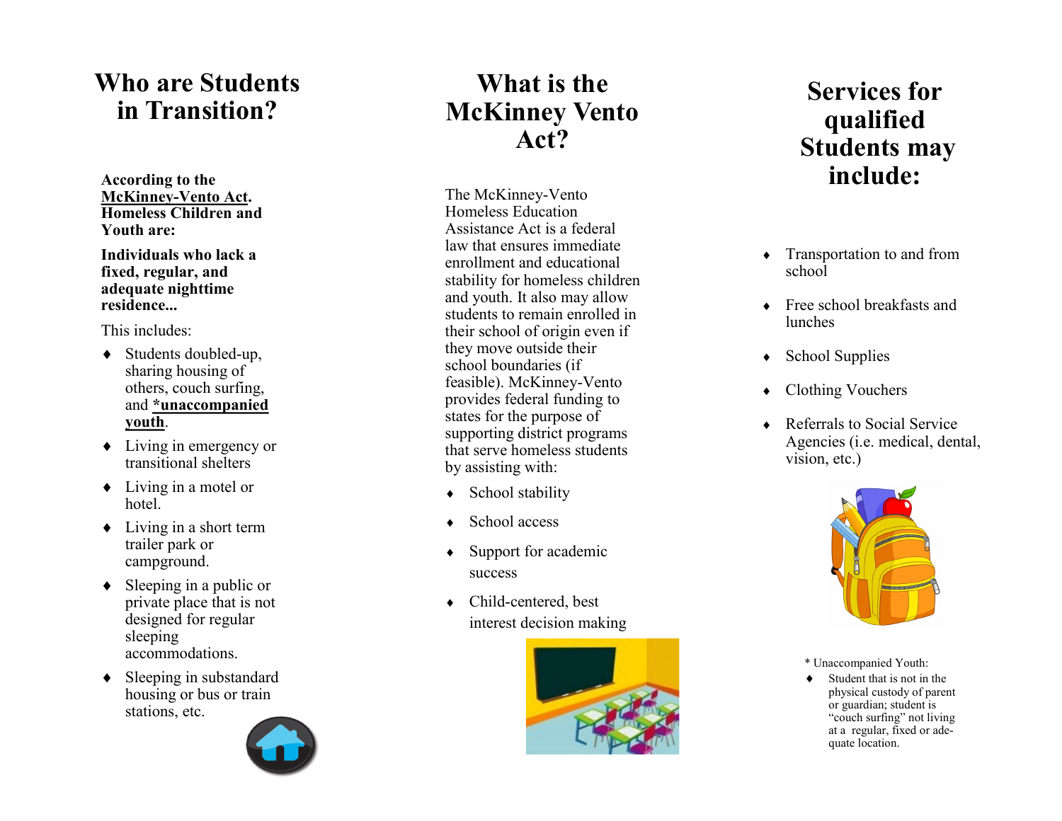# Who are Students in Transition?

**According to the <u>McKinney-Vento Act</u>. Homeless Children and Youth are:**

**Individuals who lack a fixed, regular, and adequate nighttime residence...**

This includes:

- Students doubled-up, sharing housing of others, couch surfing, and **<u>*unaccompanied youth</u>**.
- Living in emergency or transitional shelters
- Living in a motel or hotel.
- Living in a short term trailer park or campground.
- Sleeping in a public or private place that is not designed for regular sleeping accommodations.
- Sleeping in substandard housing or bus or train stations, etc.

# What is the McKinney Vento Act?

The McKinney-Vento Homeless Education Assistance Act is a federal law that ensures immediate enrollment and educational stability for homeless children and youth. It also may allow students to remain enrolled in their school of origin even if they move outside their school boundaries (if feasible). McKinney-Vento provides federal funding to states for the purpose of supporting district programs that serve homeless students by assisting with:

- School stability
- School access
- Support for academic success
- Child-centered, best interest decision making

# Services for qualified Students may include:

- Transportation to and from school
- Free school breakfasts and lunches
- School Supplies
- Clothing Vouchers
- Referrals to Social Service Agencies (i.e. medical, dental, vision, etc.)

\* Unaccompanied Youth:

- Student that is not in the physical custody of parent or guardian; student is "couch surfing" not living at a regular, fixed or adequate location.